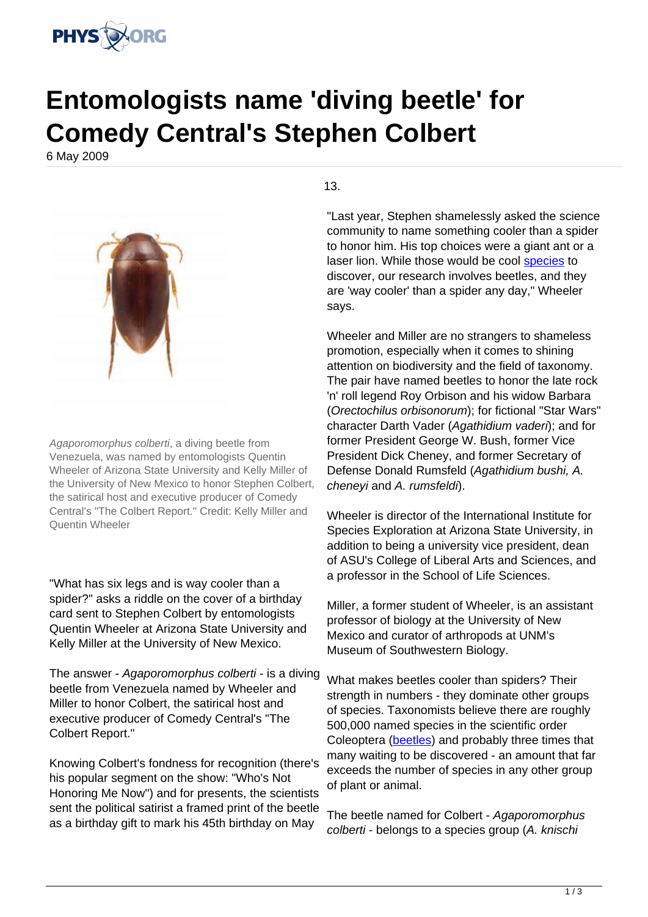# Entomologists name 'diving beetle' for Comedy Central's Stephen Colbert

6 May 2009

*Agaporomorphus colberti*, a diving beetle from Venezuela, was named by entomologists Quentin Wheeler of Arizona State University and Kelly Miller of the University of New Mexico to honor Stephen Colbert, the satirical host and executive producer of Comedy Central's "The Colbert Report." Credit: Kelly Miller and Quentin Wheeler

"What has six legs and is way cooler than a spider?" asks a riddle on the cover of a birthday card sent to Stephen Colbert by entomologists Quentin Wheeler at Arizona State University and Kelly Miller at the University of New Mexico.

The answer - *Agaporomorphus colberti* - is a diving beetle from Venezuela named by Wheeler and Miller to honor Colbert, the satirical host and executive producer of Comedy Central's "The Colbert Report."

Knowing Colbert's fondness for recognition (there's his popular segment on the show: "Who's Not Honoring Me Now") and for presents, the scientists sent the political satirist a framed print of the beetle as a birthday gift to mark his 45th birthday on May 13.

"Last year, Stephen shamelessly asked the science community to name something cooler than a spider to honor him. His top choices were a giant ant or a laser lion. While those would be cool species to discover, our research involves beetles, and they are 'way cooler' than a spider any day," Wheeler says.

Wheeler and Miller are no strangers to shameless promotion, especially when it comes to shining attention on biodiversity and the field of taxonomy. The pair have named beetles to honor the late rock 'n' roll legend Roy Orbison and his widow Barbara (*Orectochilus orbisonorum*); for fictional "Star Wars" character Darth Vader (*Agathidium vaderi*); and for former President George W. Bush, former Vice President Dick Cheney, and former Secretary of Defense Donald Rumsfeld (*Agathidium bushi, A. cheneyi* and *A. rumsfeldi*).

Wheeler is director of the International Institute for Species Exploration at Arizona State University, in addition to being a university vice president, dean of ASU's College of Liberal Arts and Sciences, and a professor in the School of Life Sciences.

Miller, a former student of Wheeler, is an assistant professor of biology at the University of New Mexico and curator of arthropods at UNM's Museum of Southwestern Biology.

What makes beetles cooler than spiders? Their strength in numbers - they dominate other groups of species. Taxonomists believe there are roughly 500,000 named species in the scientific order Coleoptera (beetles) and probably three times that many waiting to be discovered - an amount that far exceeds the number of species in any other group of plant or animal.

The beetle named for Colbert - *Agaporomorphus colberti* - belongs to a species group (*A. knischi*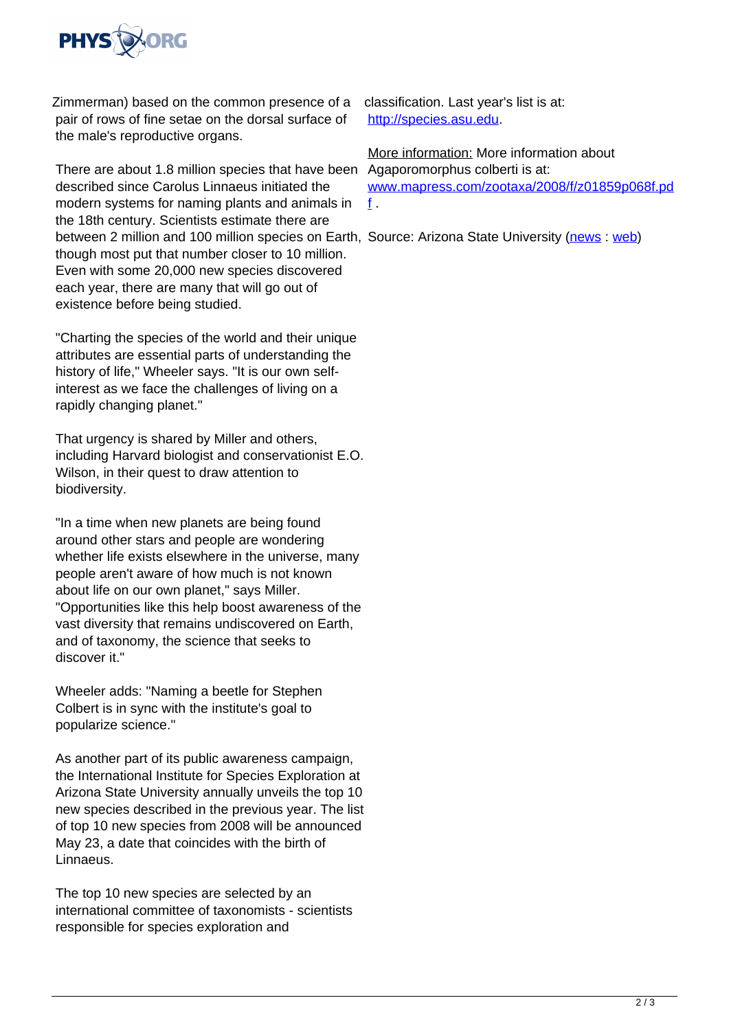Zimmerman) based on the common presence of a pair of rows of fine setae on the dorsal surface of the male's reproductive organs.

There are about 1.8 million species that have been described since Carolus Linnaeus initiated the modern systems for naming plants and animals in the 18th century. Scientists estimate there are between 2 million and 100 million species on Earth, though most put that number closer to 10 million. Even with some 20,000 new species discovered each year, there are many that will go out of existence before being studied.

"Charting the species of the world and their unique attributes are essential parts of understanding the history of life," Wheeler says. "It is our own self-interest as we face the challenges of living on a rapidly changing planet."

That urgency is shared by Miller and others, including Harvard biologist and conservationist E.O. Wilson, in their quest to draw attention to biodiversity.

"In a time when new planets are being found around other stars and people are wondering whether life exists elsewhere in the universe, many people aren't aware of how much is not known about life on our own planet," says Miller. "Opportunities like this help boost awareness of the vast diversity that remains undiscovered on Earth, and of taxonomy, the science that seeks to discover it."

Wheeler adds: "Naming a beetle for Stephen Colbert is in sync with the institute's goal to popularize science."

As another part of its public awareness campaign, the International Institute for Species Exploration at Arizona State University annually unveils the top 10 new species described in the previous year. The list of top 10 new species from 2008 will be announced May 23, a date that coincides with the birth of Linnaeus.

The top 10 new species are selected by an international committee of taxonomists - scientists responsible for species exploration and classification. Last year's list is at: http://species.asu.edu.

More information: More information about Agaporomorphus colberti is at: www.mapress.com/zootaxa/2008/f/z01859p068f.pdf .

Source: Arizona State University (news : web)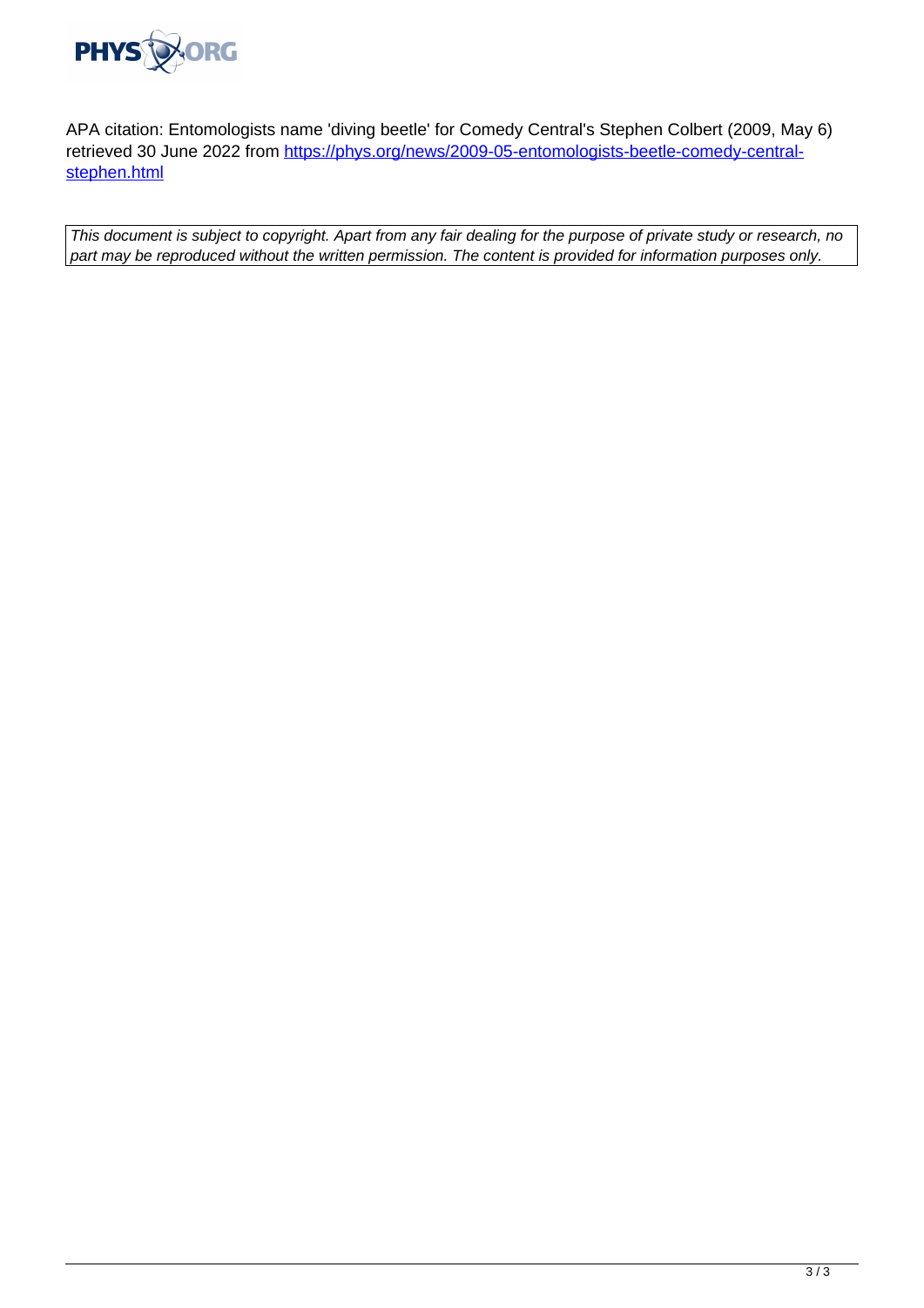APA citation: Entomologists name 'diving beetle' for Comedy Central's Stephen Colbert (2009, May 6) retrieved 30 June 2022 from [https://phys.org/news/2009-05-entomologists-beetle-comedy-central-stephen.html](https://phys.org/news/2009-05-entomologists-beetle-comedy-central-stephen.html)

*This document is subject to copyright. Apart from any fair dealing for the purpose of private study or research, no part may be reproduced without the written permission. The content is provided for information purposes only.*